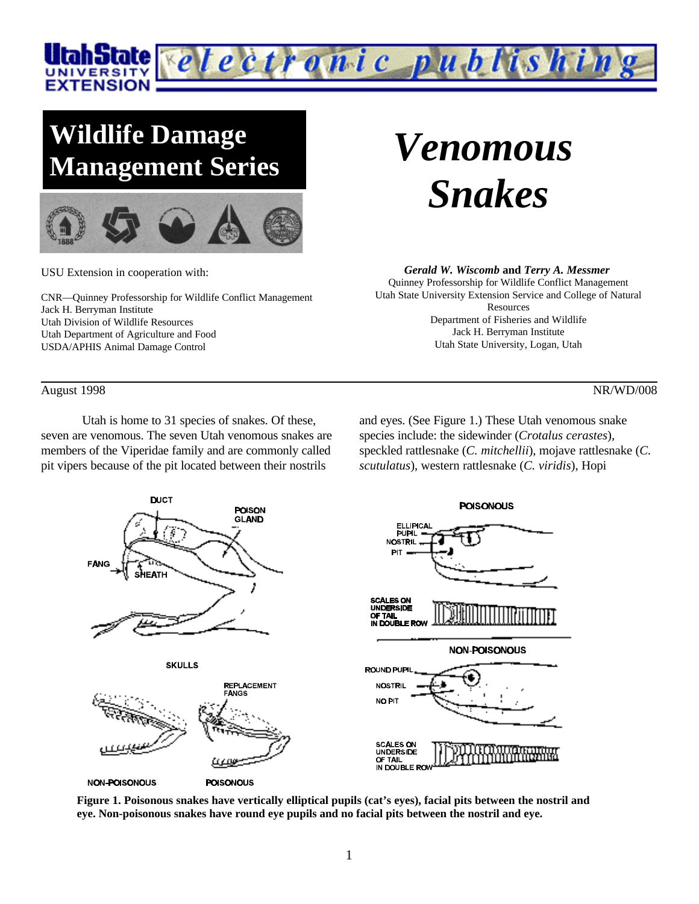# Wildlife Damage Management Series

# *Venomous Snakes*

USU Extension in cooperation with:

CNR—Quinney Professorship for Wildlife Conflict Management
Jack H. Berryman Institute
Utah Division of Wildlife Resources
Utah Department of Agriculture and Food
USDA/APHIS Animal Damage Control

***Gerald W. Wiscomb*** **and** ***Terry A. Messmer***
Quinney Professorship for Wildlife Conflict Management
Utah State University Extension Service and College of Natural Resources
Department of Fisheries and Wildlife
Jack H. Berryman Institute
Utah State University, Logan, Utah

August 1998 — NR/WD/008

Utah is home to 31 species of snakes. Of these, seven are venomous. The seven Utah venomous snakes are members of the Viperidae family and are commonly called pit vipers because of the pit located between their nostrils and eyes. (See Figure 1.) These Utah venomous snake species include: the sidewinder (*Crotalus cerastes*), speckled rattlesnake (*C. mitchellii*), mojave rattlesnake (*C. scutulatus*), western rattlesnake (*C. viridis*), Hopi

**Figure 1. Poisonous snakes have vertically elliptical pupils (cat's eyes), facial pits between the nostril and eye. Non-poisonous snakes have round eye pupils and no facial pits between the nostril and eye.**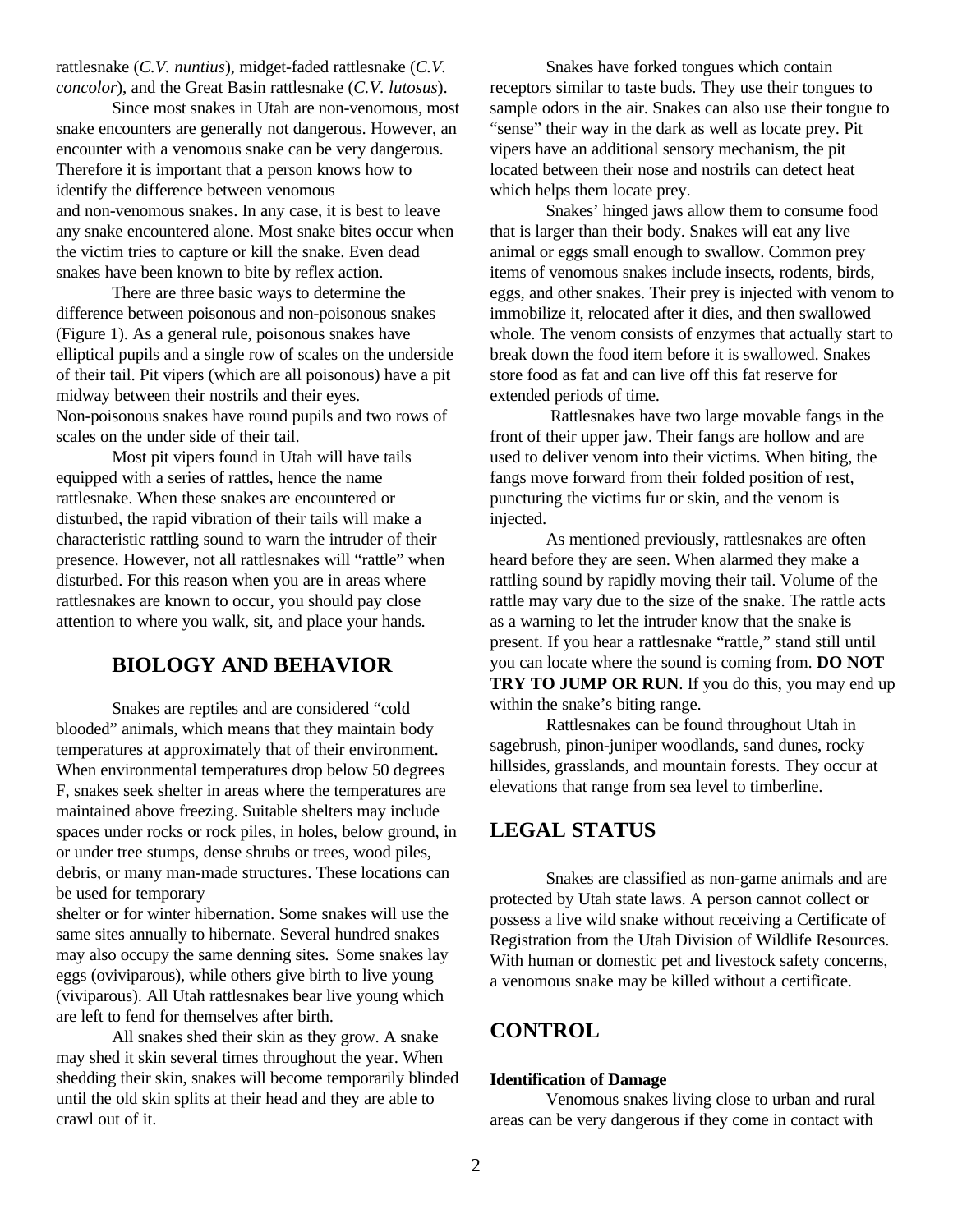rattlesnake (*C.V. nuntius*), midget-faded rattlesnake (*C.V. concolor*), and the Great Basin rattlesnake (*C.V. lutosus*).

Since most snakes in Utah are non-venomous, most snake encounters are generally not dangerous. However, an encounter with a venomous snake can be very dangerous. Therefore it is important that a person knows how to identify the difference between venomous and non-venomous snakes. In any case, it is best to leave any snake encountered alone. Most snake bites occur when the victim tries to capture or kill the snake. Even dead snakes have been known to bite by reflex action.

There are three basic ways to determine the difference between poisonous and non-poisonous snakes (Figure 1). As a general rule, poisonous snakes have elliptical pupils and a single row of scales on the underside of their tail. Pit vipers (which are all poisonous) have a pit midway between their nostrils and their eyes. Non-poisonous snakes have round pupils and two rows of scales on the under side of their tail.

Most pit vipers found in Utah will have tails equipped with a series of rattles, hence the name rattlesnake. When these snakes are encountered or disturbed, the rapid vibration of their tails will make a characteristic rattling sound to warn the intruder of their presence. However, not all rattlesnakes will "rattle" when disturbed. For this reason when you are in areas where rattlesnakes are known to occur, you should pay close attention to where you walk, sit, and place your hands.

## BIOLOGY AND BEHAVIOR

Snakes are reptiles and are considered "cold blooded" animals, which means that they maintain body temperatures at approximately that of their environment. When environmental temperatures drop below 50 degrees F, snakes seek shelter in areas where the temperatures are maintained above freezing. Suitable shelters may include spaces under rocks or rock piles, in holes, below ground, in or under tree stumps, dense shrubs or trees, wood piles, debris, or many man-made structures. These locations can be used for temporary shelter or for winter hibernation. Some snakes will use the same sites annually to hibernate. Several hundred snakes may also occupy the same denning sites. Some snakes lay eggs (oviviparous), while others give birth to live young (viviparous). All Utah rattlesnakes bear live young which are left to fend for themselves after birth.

All snakes shed their skin as they grow. A snake may shed it skin several times throughout the year. When shedding their skin, snakes will become temporarily blinded until the old skin splits at their head and they are able to crawl out of it.

Snakes have forked tongues which contain receptors similar to taste buds. They use their tongues to sample odors in the air. Snakes can also use their tongue to "sense" their way in the dark as well as locate prey. Pit vipers have an additional sensory mechanism, the pit located between their nose and nostrils can detect heat which helps them locate prey.

Snakes' hinged jaws allow them to consume food that is larger than their body. Snakes will eat any live animal or eggs small enough to swallow. Common prey items of venomous snakes include insects, rodents, birds, eggs, and other snakes. Their prey is injected with venom to immobilize it, relocated after it dies, and then swallowed whole. The venom consists of enzymes that actually start to break down the food item before it is swallowed. Snakes store food as fat and can live off this fat reserve for extended periods of time.

Rattlesnakes have two large movable fangs in the front of their upper jaw. Their fangs are hollow and are used to deliver venom into their victims. When biting, the fangs move forward from their folded position of rest, puncturing the victims fur or skin, and the venom is injected.

As mentioned previously, rattlesnakes are often heard before they are seen. When alarmed they make a rattling sound by rapidly moving their tail. Volume of the rattle may vary due to the size of the snake. The rattle acts as a warning to let the intruder know that the snake is present. If you hear a rattlesnake "rattle," stand still until you can locate where the sound is coming from. **DO NOT TRY TO JUMP OR RUN**. If you do this, you may end up within the snake's biting range.

Rattlesnakes can be found throughout Utah in sagebrush, pinon-juniper woodlands, sand dunes, rocky hillsides, grasslands, and mountain forests. They occur at elevations that range from sea level to timberline.

## LEGAL STATUS

Snakes are classified as non-game animals and are protected by Utah state laws. A person cannot collect or possess a live wild snake without receiving a Certificate of Registration from the Utah Division of Wildlife Resources. With human or domestic pet and livestock safety concerns, a venomous snake may be killed without a certificate.

## CONTROL

**Identification of Damage**

Venomous snakes living close to urban and rural areas can be very dangerous if they come in contact with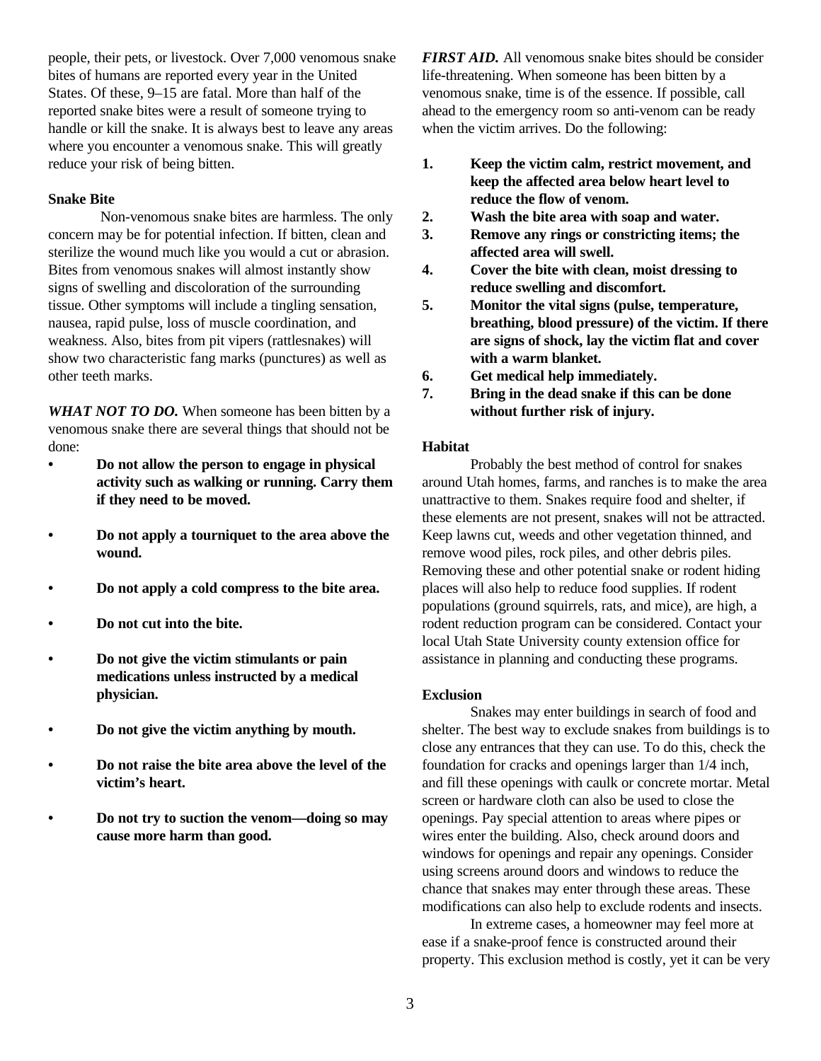people, their pets, or livestock. Over 7,000 venomous snake bites of humans are reported every year in the United States. Of these, 9–15 are fatal. More than half of the reported snake bites were a result of someone trying to handle or kill the snake. It is always best to leave any areas where you encounter a venomous snake. This will greatly reduce your risk of being bitten.

**Snake Bite**

Non-venomous snake bites are harmless. The only concern may be for potential infection. If bitten, clean and sterilize the wound much like you would a cut or abrasion. Bites from venomous snakes will almost instantly show signs of swelling and discoloration of the surrounding tissue. Other symptoms will include a tingling sensation, nausea, rapid pulse, loss of muscle coordination, and weakness. Also, bites from pit vipers (rattlesnakes) will show two characteristic fang marks (punctures) as well as other teeth marks.

***WHAT NOT TO DO.*** When someone has been bitten by a venomous snake there are several things that should not be done:

- **Do not allow the person to engage in physical activity such as walking or running. Carry them if they need to be moved.**
- **Do not apply a tourniquet to the area above the wound.**
- **Do not apply a cold compress to the bite area.**
- **Do not cut into the bite.**
- **Do not give the victim stimulants or pain medications unless instructed by a medical physician.**
- **Do not give the victim anything by mouth.**
- **Do not raise the bite area above the level of the victim's heart.**
- **Do not try to suction the venom—doing so may cause more harm than good.**

***FIRST AID.*** All venomous snake bites should be consider life-threatening. When someone has been bitten by a venomous snake, time is of the essence. If possible, call ahead to the emergency room so anti-venom can be ready when the victim arrives. Do the following:

1. **Keep the victim calm, restrict movement, and keep the affected area below heart level to reduce the flow of venom.**
2. **Wash the bite area with soap and water.**
3. **Remove any rings or constricting items; the affected area will swell.**
4. **Cover the bite with clean, moist dressing to reduce swelling and discomfort.**
5. **Monitor the vital signs (pulse, temperature, breathing, blood pressure) of the victim. If there are signs of shock, lay the victim flat and cover with a warm blanket.**
6. **Get medical help immediately.**
7. **Bring in the dead snake if this can be done without further risk of injury.**

**Habitat**

Probably the best method of control for snakes around Utah homes, farms, and ranches is to make the area unattractive to them. Snakes require food and shelter, if these elements are not present, snakes will not be attracted. Keep lawns cut, weeds and other vegetation thinned, and remove wood piles, rock piles, and other debris piles. Removing these and other potential snake or rodent hiding places will also help to reduce food supplies. If rodent populations (ground squirrels, rats, and mice), are high, a rodent reduction program can be considered. Contact your local Utah State University county extension office for assistance in planning and conducting these programs.

**Exclusion**

Snakes may enter buildings in search of food and shelter. The best way to exclude snakes from buildings is to close any entrances that they can use. To do this, check the foundation for cracks and openings larger than 1/4 inch, and fill these openings with caulk or concrete mortar. Metal screen or hardware cloth can also be used to close the openings. Pay special attention to areas where pipes or wires enter the building. Also, check around doors and windows for openings and repair any openings. Consider using screens around doors and windows to reduce the chance that snakes may enter through these areas. These modifications can also help to exclude rodents and insects.

In extreme cases, a homeowner may feel more at ease if a snake-proof fence is constructed around their property. This exclusion method is costly, yet it can be very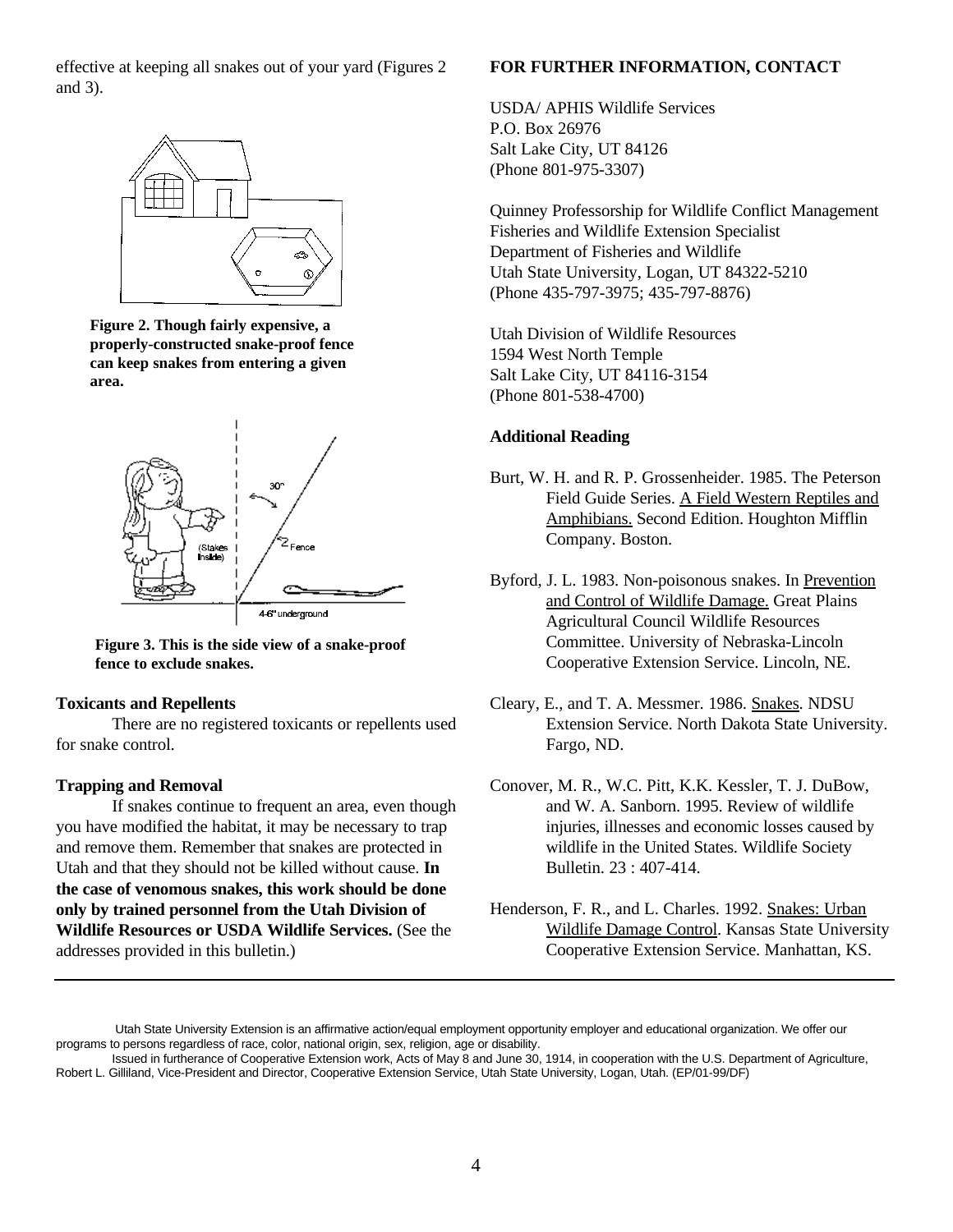effective at keeping all snakes out of your yard (Figures 2 and 3).

30°

Fence

(Stakes Inside)

4-6" underground

**Figure 2. Though fairly expensive, a properly-constructed snake-proof fence can keep snakes from entering a given area.**

**Figure 3. This is the side view of a snake-proof fence to exclude snakes.**

**Toxicants and Repellents**

There are no registered toxicants or repellents used for snake control.

**Trapping and Removal**

If snakes continue to frequent an area, even though you have modified the habitat, it may be necessary to trap and remove them. Remember that snakes are protected in Utah and that they should not be killed without cause. **In the case of venomous snakes, this work should be done only by trained personnel from the Utah Division of Wildlife Resources or USDA Wildlife Services.** (See the addresses provided in this bulletin.)

**FOR FURTHER INFORMATION, CONTACT**

USDA/ APHIS Wildlife Services
P.O. Box 26976
Salt Lake City, UT 84126
(Phone 801-975-3307)

Quinney Professorship for Wildlife Conflict Management
Fisheries and Wildlife Extension Specialist
Department of Fisheries and Wildlife
Utah State University, Logan, UT 84322-5210
(Phone 435-797-3975; 435-797-8876)

Utah Division of Wildlife Resources
1594 West North Temple
Salt Lake City, UT 84116-3154
(Phone 801-538-4700)

**Additional Reading**

Burt, W. H. and R. P. Grossenheider. 1985. The Peterson Field Guide Series. A Field Western Reptiles and Amphibians. Second Edition. Houghton Mifflin Company. Boston.

Byford, J. L. 1983. Non-poisonous snakes. In Prevention and Control of Wildlife Damage. Great Plains Agricultural Council Wildlife Resources Committee. University of Nebraska-Lincoln Cooperative Extension Service. Lincoln, NE.

Cleary, E., and T. A. Messmer. 1986. Snakes. NDSU Extension Service. North Dakota State University. Fargo, ND.

Conover, M. R., W.C. Pitt, K.K. Kessler, T. J. DuBow, and W. A. Sanborn. 1995. Review of wildlife injuries, illnesses and economic losses caused by wildlife in the United States. Wildlife Society Bulletin. 23 : 407-414.

Henderson, F. R., and L. Charles. 1992. Snakes: Urban Wildlife Damage Control. Kansas State University Cooperative Extension Service. Manhattan, KS.

---

Utah State University Extension is an affirmative action/equal employment opportunity employer and educational organization. We offer our programs to persons regardless of race, color, national origin, work, sex, religion, age or disability.

Issued in furtherance of Cooperative Extension work, Acts of May 8 and June 30, 1914, in cooperation with the U.S. Department of Agriculture, Robert L. Gilliland, Vice-President and Director, Cooperative Extension Service, Utah State University, Logan, Utah. (EP/01-99/DF)